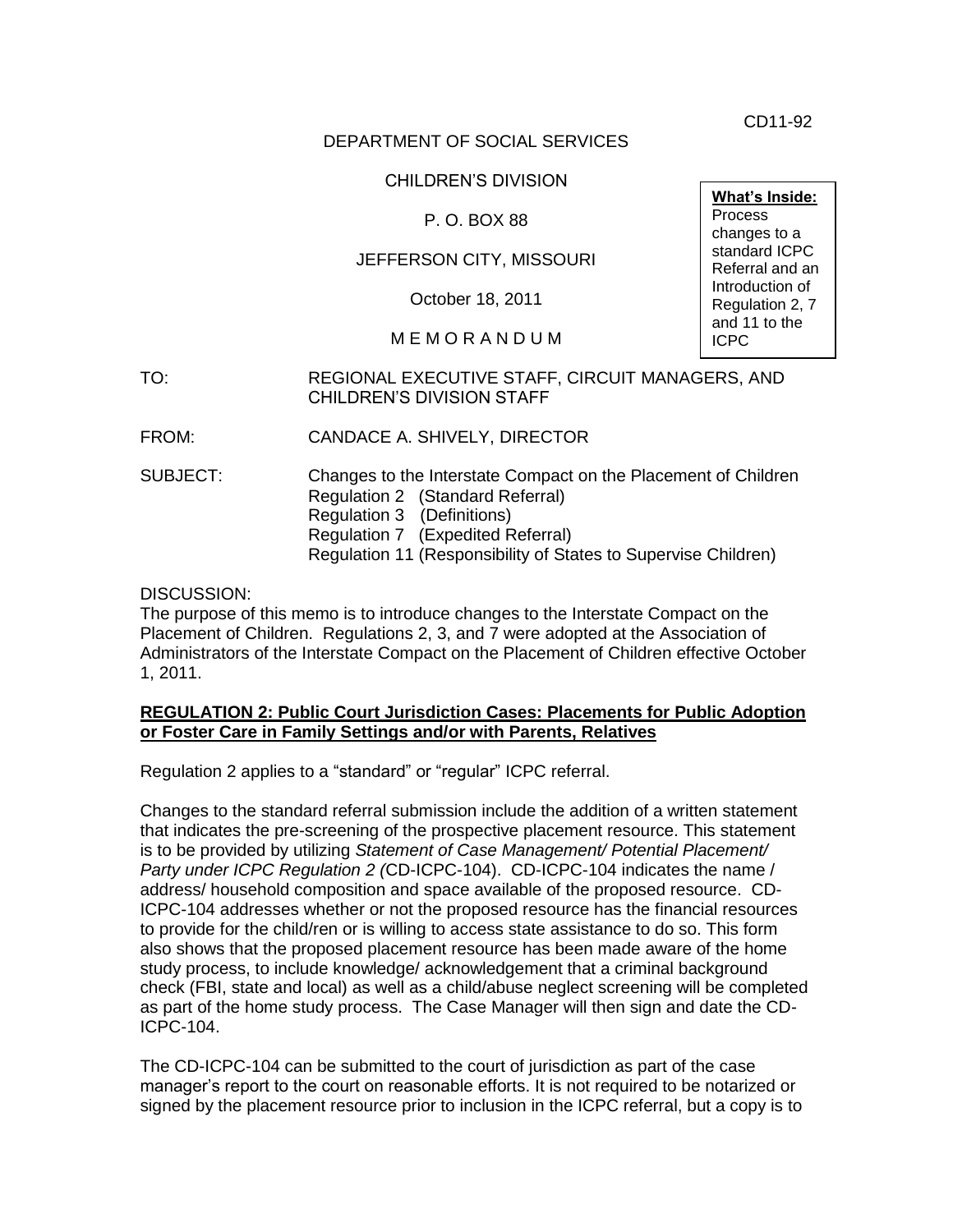CD11-92

DEPARTMENT OF SOCIAL SERVICES

CHILDREN'S DIVISION

P. O. BOX 88

JEFFERSON CITY, MISSOURI

October 18, 2011

M E M O R A N D U M

**What's Inside:**
Process changes to a standard ICPC Referral and an Introduction of Regulation 2, 7 and 11 to the ICPC

TO: REGIONAL EXECUTIVE STAFF, CIRCUIT MANAGERS, AND CHILDREN'S DIVISION STAFF

FROM: CANDACE A. SHIVELY, DIRECTOR

SUBJECT: Changes to the Interstate Compact on the Placement of Children
Regulation 2 (Standard Referral)
Regulation 3 (Definitions)
Regulation 7 (Expedited Referral)
Regulation 11 (Responsibility of States to Supervise Children)

DISCUSSION:
The purpose of this memo is to introduce changes to the Interstate Compact on the Placement of Children. Regulations 2, 3, and 7 were adopted at the Association of Administrators of the Interstate Compact on the Placement of Children effective October 1, 2011.

**REGULATION 2: Public Court Jurisdiction Cases: Placements for Public Adoption or Foster Care in Family Settings and/or with Parents, Relatives**

Regulation 2 applies to a "standard" or "regular" ICPC referral.

Changes to the standard referral submission include the addition of a written statement that indicates the pre-screening of the prospective placement resource. This statement is to be provided by utilizing *Statement of Case Management/ Potential Placement/ Party under ICPC Regulation 2 (*CD-ICPC-104). CD-ICPC-104 indicates the name / address/ household composition and space available of the proposed resource. CD-ICPC-104 addresses whether or not the proposed resource has the financial resources to provide for the child/ren or is willing to access state assistance to do so. This form also shows that the proposed placement resource has been made aware of the home study process, to include knowledge/ acknowledgement that a criminal background check (FBI, state and local) as well as a child/abuse neglect screening will be completed as part of the home study process. The Case Manager will then sign and date the CD-ICPC-104.

The CD-ICPC-104 can be submitted to the court of jurisdiction as part of the case manager's report to the court on reasonable efforts. It is not required to be notarized or signed by the placement resource prior to inclusion in the ICPC referral, but a copy is to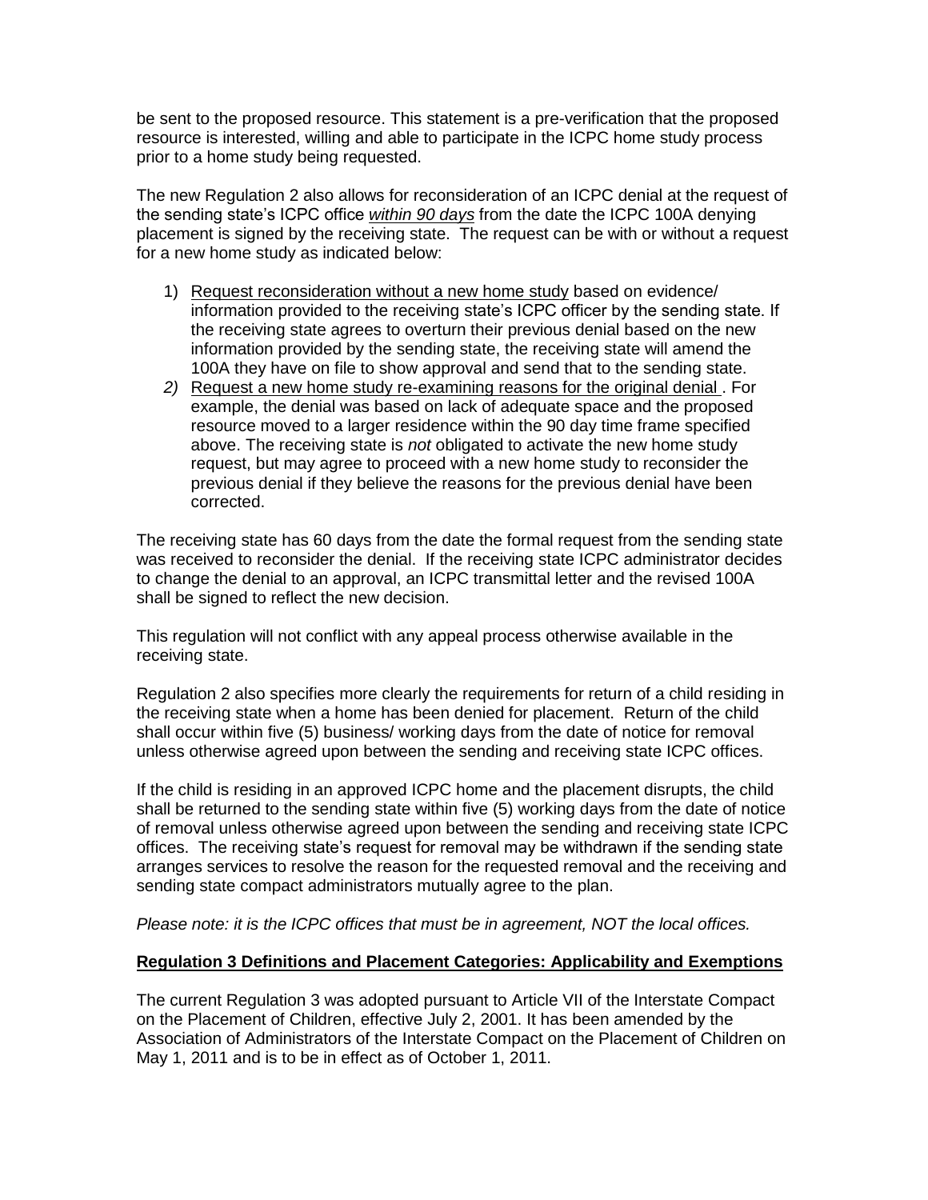be sent to the proposed resource. This statement is a pre-verification that the proposed resource is interested, willing and able to participate in the ICPC home study process prior to a home study being requested.

The new Regulation 2 also allows for reconsideration of an ICPC denial at the request of the sending state's ICPC office *within 90 days* from the date the ICPC 100A denying placement is signed by the receiving state. The request can be with or without a request for a new home study as indicated below:

1) Request reconsideration without a new home study based on evidence/ information provided to the receiving state's ICPC officer by the sending state. If the receiving state agrees to overturn their previous denial based on the new information provided by the sending state, the receiving state will amend the 100A they have on file to show approval and send that to the sending state.
2) Request a new home study re-examining reasons for the original denial . For example, the denial was based on lack of adequate space and the proposed resource moved to a larger residence within the 90 day time frame specified above. The receiving state is *not* obligated to activate the new home study request, but may agree to proceed with a new home study to reconsider the previous denial if they believe the reasons for the previous denial have been corrected.

The receiving state has 60 days from the date the formal request from the sending state was received to reconsider the denial. If the receiving state ICPC administrator decides to change the denial to an approval, an ICPC transmittal letter and the revised 100A shall be signed to reflect the new decision.

This regulation will not conflict with any appeal process otherwise available in the receiving state.

Regulation 2 also specifies more clearly the requirements for return of a child residing in the receiving state when a home has been denied for placement. Return of the child shall occur within five (5) business/ working days from the date of notice for removal unless otherwise agreed upon between the sending and receiving state ICPC offices.

If the child is residing in an approved ICPC home and the placement disrupts, the child shall be returned to the sending state within five (5) working days from the date of notice of removal unless otherwise agreed upon between the sending and receiving state ICPC offices. The receiving state's request for removal may be withdrawn if the sending state arranges services to resolve the reason for the requested removal and the receiving and sending state compact administrators mutually agree to the plan.

*Please note: it is the ICPC offices that must be in agreement, NOT the local offices.*

**Regulation 3 Definitions and Placement Categories: Applicability and Exemptions**

The current Regulation 3 was adopted pursuant to Article VII of the Interstate Compact on the Placement of Children, effective July 2, 2001. It has been amended by the Association of Administrators of the Interstate Compact on the Placement of Children on May 1, 2011 and is to be in effect as of October 1, 2011.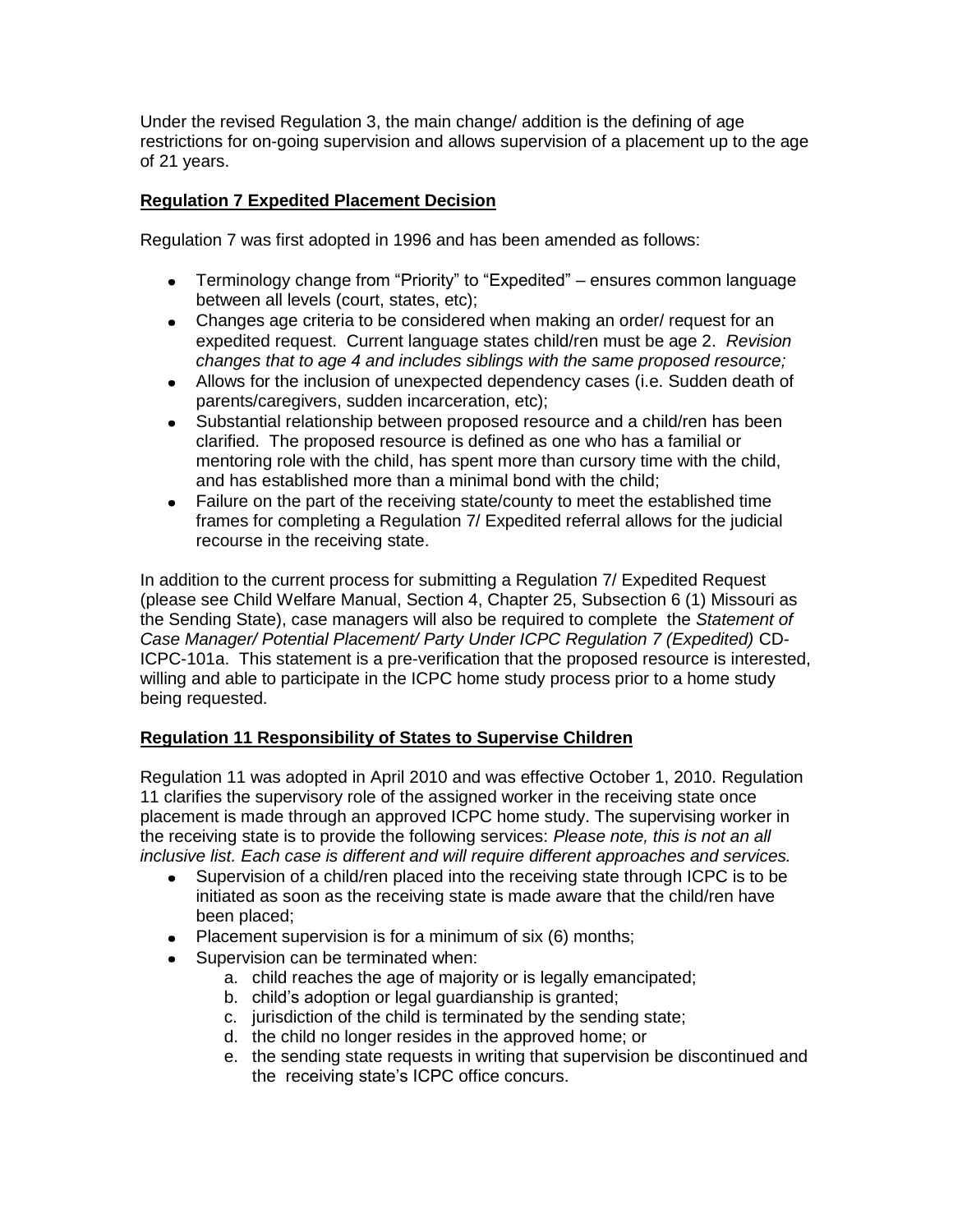Under the revised Regulation 3, the main change/ addition is the defining of age restrictions for on-going supervision and allows supervision of a placement up to the age of 21 years.

**<u>Regulation 7 Expedited Placement Decision</u>**

Regulation 7 was first adopted in 1996 and has been amended as follows:

- Terminology change from "Priority" to "Expedited" – ensures common language between all levels (court, states, etc);
- Changes age criteria to be considered when making an order/ request for an expedited request. Current language states child/ren must be age 2. *Revision changes that to age 4 and includes siblings with the same proposed resource;*
- Allows for the inclusion of unexpected dependency cases (i.e. Sudden death of parents/caregivers, sudden incarceration, etc);
- Substantial relationship between proposed resource and a child/ren has been clarified. The proposed resource is defined as one who has a familial or mentoring role with the child, has spent more than cursory time with the child, and has established more than a minimal bond with the child;
- Failure on the part of the receiving state/county to meet the established time frames for completing a Regulation 7/ Expedited referral allows for the judicial recourse in the receiving state.

In addition to the current process for submitting a Regulation 7/ Expedited Request (please see Child Welfare Manual, Section 4, Chapter 25, Subsection 6 (1) Missouri as the Sending State), case managers will also be required to complete the *Statement of Case Manager/ Potential Placement/ Party Under ICPC Regulation 7 (Expedited)* CD-ICPC-101a. This statement is a pre-verification that the proposed resource is interested, willing and able to participate in the ICPC home study process prior to a home study being requested.

**<u>Regulation 11 Responsibility of States to Supervise Children</u>**

Regulation 11 was adopted in April 2010 and was effective October 1, 2010. Regulation 11 clarifies the supervisory role of the assigned worker in the receiving state once placement is made through an approved ICPC home study. The supervising worker in the receiving state is to provide the following services: *Please note, this is not an all inclusive list. Each case is different and will require different approaches and services.*

- Supervision of a child/ren placed into the receiving state through ICPC is to be initiated as soon as the receiving state is made aware that the child/ren have been placed;
- Placement supervision is for a minimum of six (6) months;
- Supervision can be terminated when:
  a. child reaches the age of majority or is legally emancipated;
  b. child's adoption or legal guardianship is granted;
  c. jurisdiction of the child is terminated by the sending state;
  d. the child no longer resides in the approved home; or
  e. the sending state requests in writing that supervision be discontinued and the receiving state's ICPC office concurs.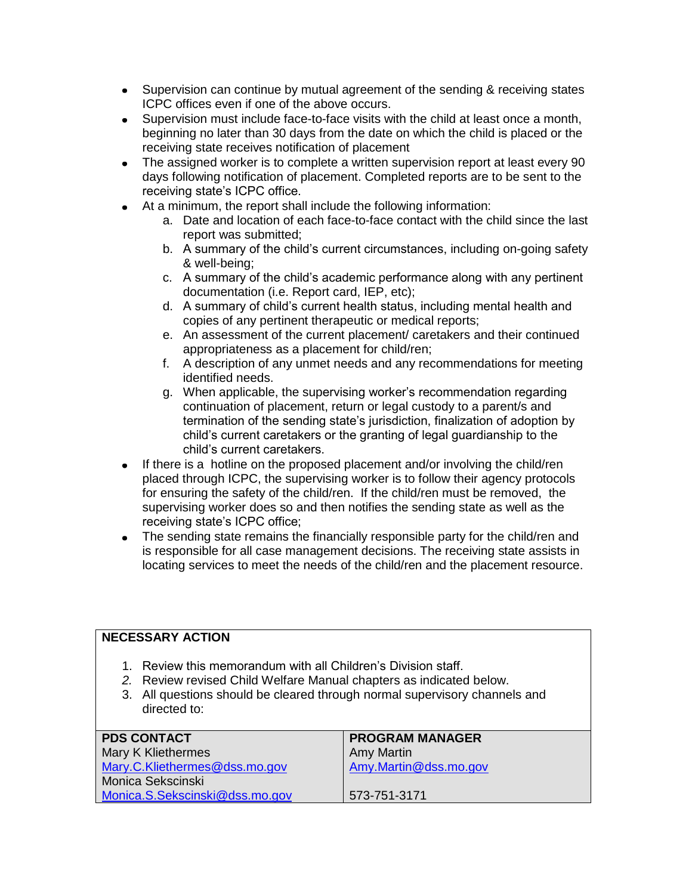- Supervision can continue by mutual agreement of the sending & receiving states ICPC offices even if one of the above occurs.
- Supervision must include face-to-face visits with the child at least once a month, beginning no later than 30 days from the date on which the child is placed or the receiving state receives notification of placement
- The assigned worker is to complete a written supervision report at least every 90 days following notification of placement. Completed reports are to be sent to the receiving state's ICPC office.
- At a minimum, the report shall include the following information:
    a. Date and location of each face-to-face contact with the child since the last report was submitted;
    b. A summary of the child's current circumstances, including on-going safety & well-being;
    c. A summary of the child's academic performance along with any pertinent documentation (i.e. Report card, IEP, etc);
    d. A summary of child's current health status, including mental health and copies of any pertinent therapeutic or medical reports;
    e. An assessment of the current placement/ caretakers and their continued appropriateness as a placement for child/ren;
    f. A description of any unmet needs and any recommendations for meeting identified needs.
    g. When applicable, the supervising worker's recommendation regarding continuation of placement, return or legal custody to a parent/s and termination of the sending state's jurisdiction, finalization of adoption by child's current caretakers or the granting of legal guardianship to the child's current caretakers.
- If there is a hotline on the proposed placement and/or involving the child/ren placed through ICPC, the supervising worker is to follow their agency protocols for ensuring the safety of the child/ren. If the child/ren must be removed, the supervising worker does so and then notifies the sending state as well as the receiving state's ICPC office;
- The sending state remains the financially responsible party for the child/ren and is responsible for all case management decisions. The receiving state assists in locating services to meet the needs of the child/ren and the placement resource.

**NECESSARY ACTION**

1. Review this memorandum with all Children's Division staff.
2. Review revised Child Welfare Manual chapters as indicated below.
3. All questions should be cleared through normal supervisory channels and directed to:

| **PDS CONTACT** | **PROGRAM MANAGER** |
| --- | --- |
| Mary K Kliethermes | Amy Martin |
| Mary.C.Kliethermes@dss.mo.gov | Amy.Martin@dss.mo.gov |
| Monica Sekscinski | |
| Monica.S.Sekscinski@dss.mo.gov | 573-751-3171 |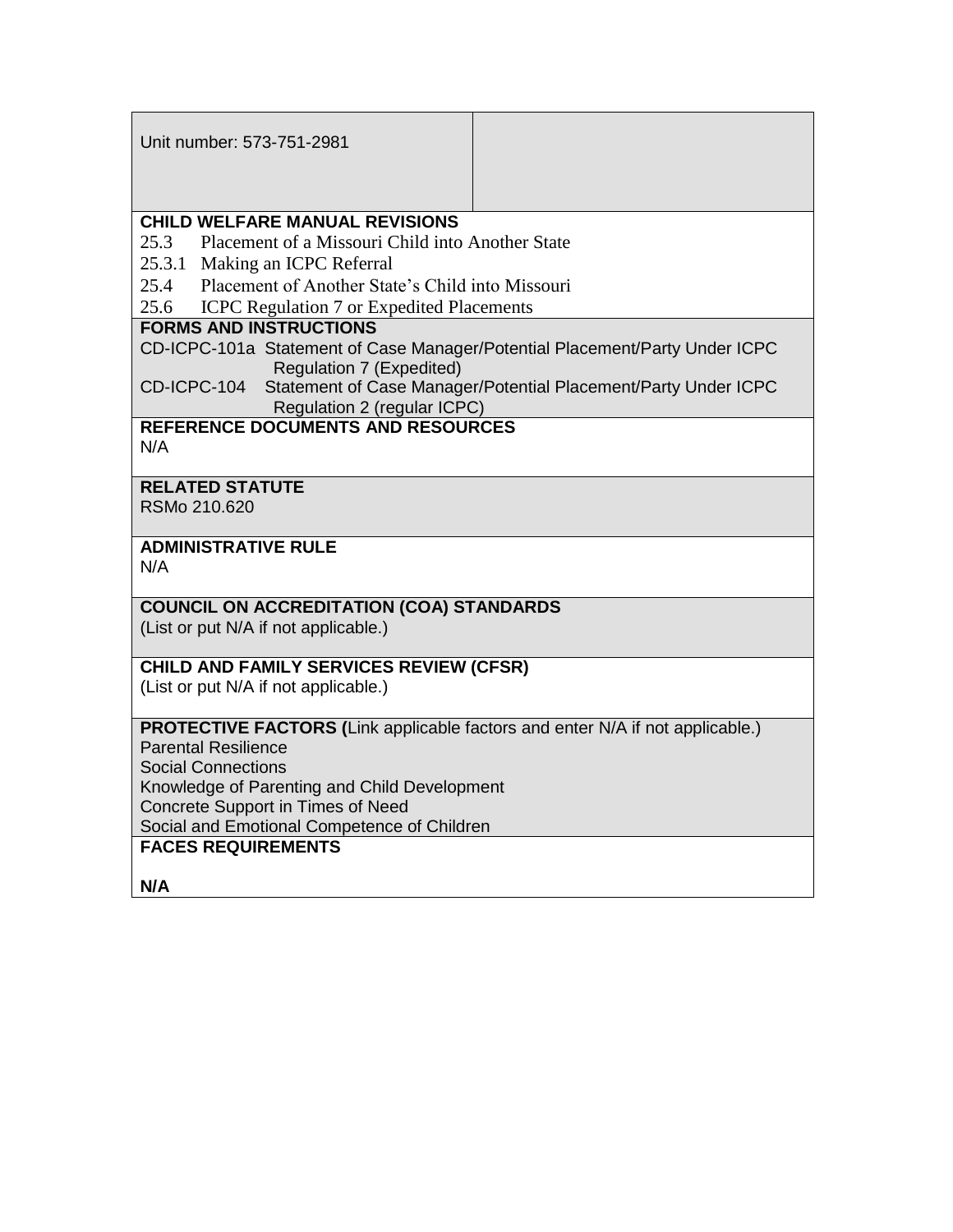| Unit number: 573-751-2981 | |
|---|---|

**CHILD WELFARE MANUAL REVISIONS**

25.3 Placement of a Missouri Child into Another State
25.3.1 Making an ICPC Referral
25.4 Placement of Another State's Child into Missouri
25.6 ICPC Regulation 7 or Expedited Placements

**FORMS AND INSTRUCTIONS**

CD-ICPC-101a Statement of Case Manager/Potential Placement/Party Under ICPC Regulation 7 (Expedited)
CD-ICPC-104 Statement of Case Manager/Potential Placement/Party Under ICPC Regulation 2 (regular ICPC)

**REFERENCE DOCUMENTS AND RESOURCES**

N/A

**RELATED STATUTE**

RSMo 210.620

**ADMINISTRATIVE RULE**

N/A

**COUNCIL ON ACCREDITATION (COA) STANDARDS**

(List or put N/A if not applicable.)

**CHILD AND FAMILY SERVICES REVIEW (CFSR)**

(List or put N/A if not applicable.)

**PROTECTIVE FACTORS (**Link applicable factors and enter N/A if not applicable.)

Parental Resilience
Social Connections
Knowledge of Parenting and Child Development
Concrete Support in Times of Need
Social and Emotional Competence of Children

**FACES REQUIREMENTS**

**N/A**